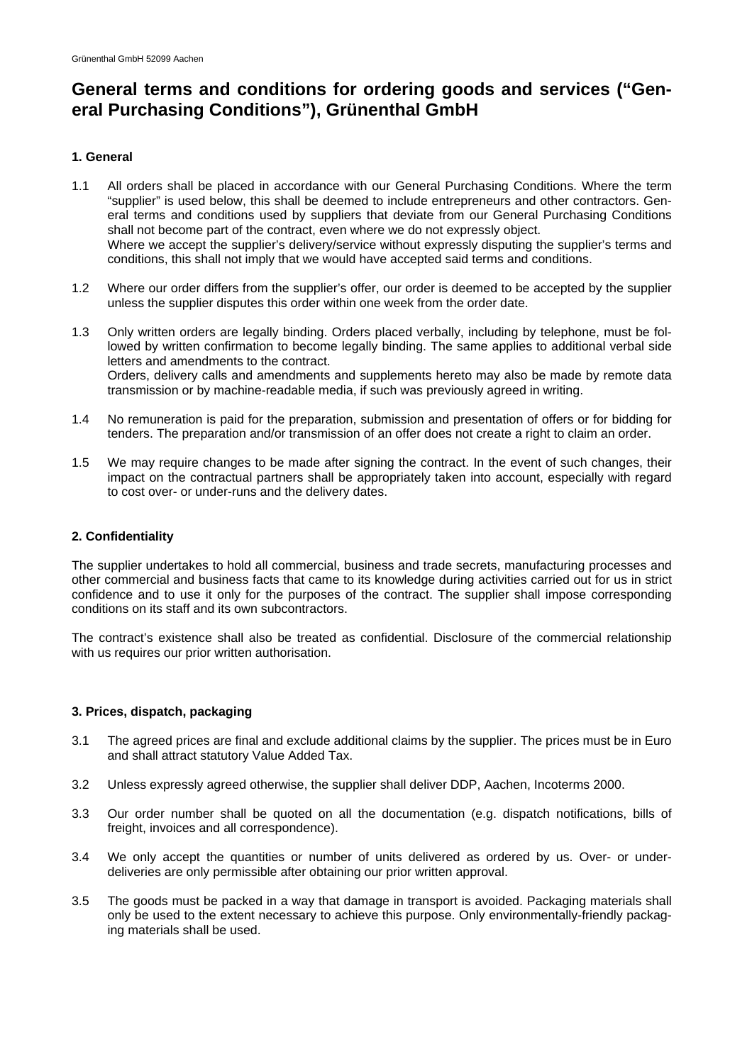# General terms and conditions for ordering goods and services ("General Purchasing Conditions"), Grünenthal GmbH

## 1. General

1.1 All orders shall be placed in accordance with our General Purchasing Conditions. Where the term "supplier" is used below, this shall be deemed to include entrepreneurs and other contractors. General terms and conditions used by suppliers that deviate from our General Purchasing Conditions shall not become part of the contract, even where we do not expressly object.
Where we accept the supplier's delivery/service without expressly disputing the supplier's terms and conditions, this shall not imply that we would have accepted said terms and conditions.

1.2 Where our order differs from the supplier's offer, our order is deemed to be accepted by the supplier unless the supplier disputes this order within one week from the order date.

1.3 Only written orders are legally binding. Orders placed verbally, including by telephone, must be followed by written confirmation to become legally binding. The same applies to additional verbal side letters and amendments to the contract.
Orders, delivery calls and amendments and supplements hereto may also be made by remote data transmission or by machine-readable media, if such was previously agreed in writing.

1.4 No remuneration is paid for the preparation, submission and presentation of offers or for bidding for tenders. The preparation and/or transmission of an offer does not create a right to claim an order.

1.5 We may require changes to be made after signing the contract. In the event of such changes, their impact on the contractual partners shall be appropriately taken into account, especially with regard to cost over- or under-runs and the delivery dates.

## 2. Confidentiality

The supplier undertakes to hold all commercial, business and trade secrets, manufacturing processes and other commercial and business facts that came to its knowledge during activities carried out for us in strict confidence and to use it only for the purposes of the contract. The supplier shall impose corresponding conditions on its staff and its own subcontractors.

The contract's existence shall also be treated as confidential. Disclosure of the commercial relationship with us requires our prior written authorisation.

## 3. Prices, dispatch, packaging

3.1 The agreed prices are final and exclude additional claims by the supplier. The prices must be in Euro and shall attract statutory Value Added Tax.

3.2 Unless expressly agreed otherwise, the supplier shall deliver DDP, Aachen, Incoterms 2000.

3.3 Our order number shall be quoted on all the documentation (e.g. dispatch notifications, bills of freight, invoices and all correspondence).

3.4 We only accept the quantities or number of units delivered as ordered by us. Over- or under-deliveries are only permissible after obtaining our prior written approval.

3.5 The goods must be packed in a way that damage in transport is avoided. Packaging materials shall only be used to the extent necessary to achieve this purpose. Only environmentally-friendly packaging materials shall be used.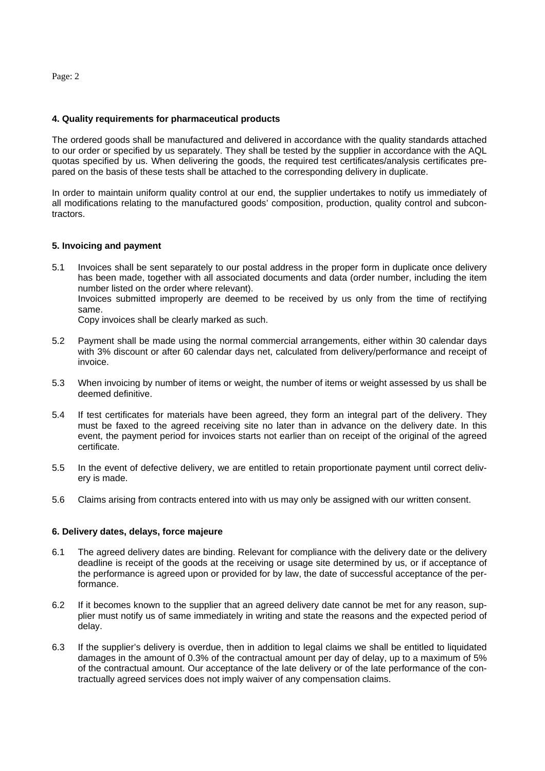## 4. Quality requirements for pharmaceutical products

The ordered goods shall be manufactured and delivered in accordance with the quality standards attached to our order or specified by us separately. They shall be tested by the supplier in accordance with the AQL quotas specified by us. When delivering the goods, the required test certificates/analysis certificates prepared on the basis of these tests shall be attached to the corresponding delivery in duplicate.

In order to maintain uniform quality control at our end, the supplier undertakes to notify us immediately of all modifications relating to the manufactured goods' composition, production, quality control and subcontractors.

## 5. Invoicing and payment

5.1 Invoices shall be sent separately to our postal address in the proper form in duplicate once delivery has been made, together with all associated documents and data (order number, including the item number listed on the order where relevant).
Invoices submitted improperly are deemed to be received by us only from the time of rectifying same.
Copy invoices shall be clearly marked as such.

5.2 Payment shall be made using the normal commercial arrangements, either within 30 calendar days with 3% discount or after 60 calendar days net, calculated from delivery/performance and receipt of invoice.

5.3 When invoicing by number of items or weight, the number of items or weight assessed by us shall be deemed definitive.

5.4 If test certificates for materials have been agreed, they form an integral part of the delivery. They must be faxed to the agreed receiving site no later than in advance on the delivery date. In this event, the payment period for invoices starts not earlier than on receipt of the original of the agreed certificate.

5.5 In the event of defective delivery, we are entitled to retain proportionate payment until correct delivery is made.

5.6 Claims arising from contracts entered into with us may only be assigned with our written consent.

## 6. Delivery dates, delays, force majeure

6.1 The agreed delivery dates are binding. Relevant for compliance with the delivery date or the delivery deadline is receipt of the goods at the receiving or usage site determined by us, or if acceptance of the performance is agreed upon or provided for by law, the date of successful acceptance of the performance.

6.2 If it becomes known to the supplier that an agreed delivery date cannot be met for any reason, supplier must notify us of same immediately in writing and state the reasons and the expected period of delay.

6.3 If the supplier's delivery is overdue, then in addition to legal claims we shall be entitled to liquidated damages in the amount of 0.3% of the contractual amount per day of delay, up to a maximum of 5% of the contractual amount. Our acceptance of the late delivery or of the late performance of the contractually agreed services does not imply waiver of any compensation claims.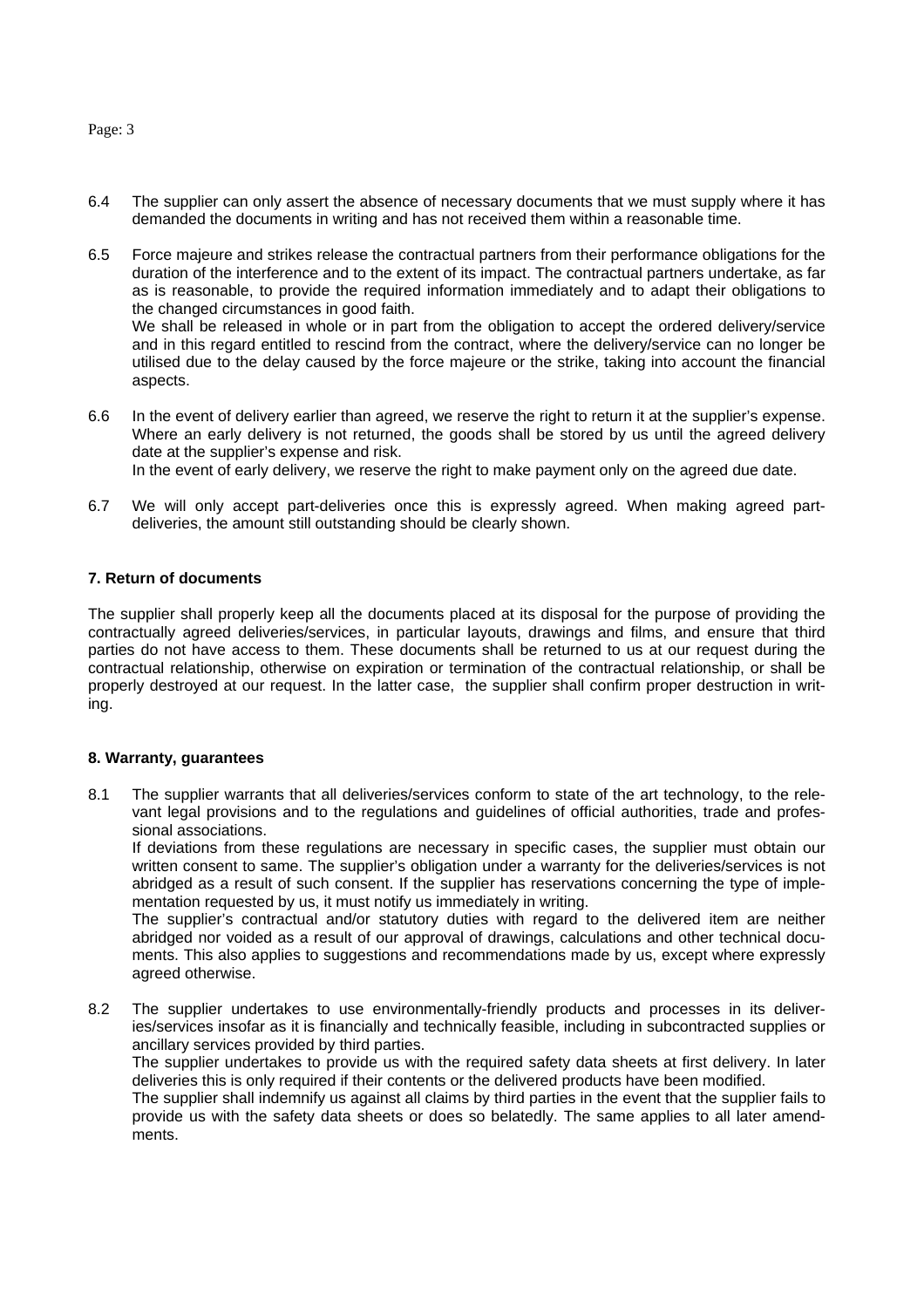6.4 The supplier can only assert the absence of necessary documents that we must supply where it has demanded the documents in writing and has not received them within a reasonable time.

6.5 Force majeure and strikes release the contractual partners from their performance obligations for the duration of the interference and to the extent of its impact. The contractual partners undertake, as far as is reasonable, to provide the required information immediately and to adapt their obligations to the changed circumstances in good faith.
We shall be released in whole or in part from the obligation to accept the ordered delivery/service and in this regard entitled to rescind from the contract, where the delivery/service can no longer be utilised due to the delay caused by the force majeure or the strike, taking into account the financial aspects.

6.6 In the event of delivery earlier than agreed, we reserve the right to return it at the supplier's expense. Where an early delivery is not returned, the goods shall be stored by us until the agreed delivery date at the supplier's expense and risk.
In the event of early delivery, we reserve the right to make payment only on the agreed due date.

6.7 We will only accept part-deliveries once this is expressly agreed. When making agreed part-deliveries, the amount still outstanding should be clearly shown.

**7. Return of documents**

The supplier shall properly keep all the documents placed at its disposal for the purpose of providing the contractually agreed deliveries/services, in particular layouts, drawings and films, and ensure that third parties do not have access to them. These documents shall be returned to us at our request during the contractual relationship, otherwise on expiration or termination of the contractual relationship, or shall be properly destroyed at our request. In the latter case, the supplier shall confirm proper destruction in writing.

**8. Warranty, guarantees**

8.1 The supplier warrants that all deliveries/services conform to state of the art technology, to the relevant legal provisions and to the regulations and guidelines of official authorities, trade and professional associations.
If deviations from these regulations are necessary in specific cases, the supplier must obtain our written consent to same. The supplier's obligation under a warranty for the deliveries/services is not abridged as a result of such consent. If the supplier has reservations concerning the type of implementation requested by us, it must notify us immediately in writing.
The supplier's contractual and/or statutory duties with regard to the delivered item are neither abridged nor voided as a result of our approval of drawings, calculations and other technical documents. This also applies to suggestions and recommendations made by us, except where expressly agreed otherwise.

8.2 The supplier undertakes to use environmentally-friendly products and processes in its deliveries/services insofar as it is financially and technically feasible, including in subcontracted supplies or ancillary services provided by third parties.
The supplier undertakes to provide us with the required safety data sheets at first delivery. In later deliveries this is only required if their contents or the delivered products have been modified.
The supplier shall indemnify us against all claims by third parties in the event that the supplier fails to provide us with the safety data sheets or does so belatedly. The same applies to all later amendments.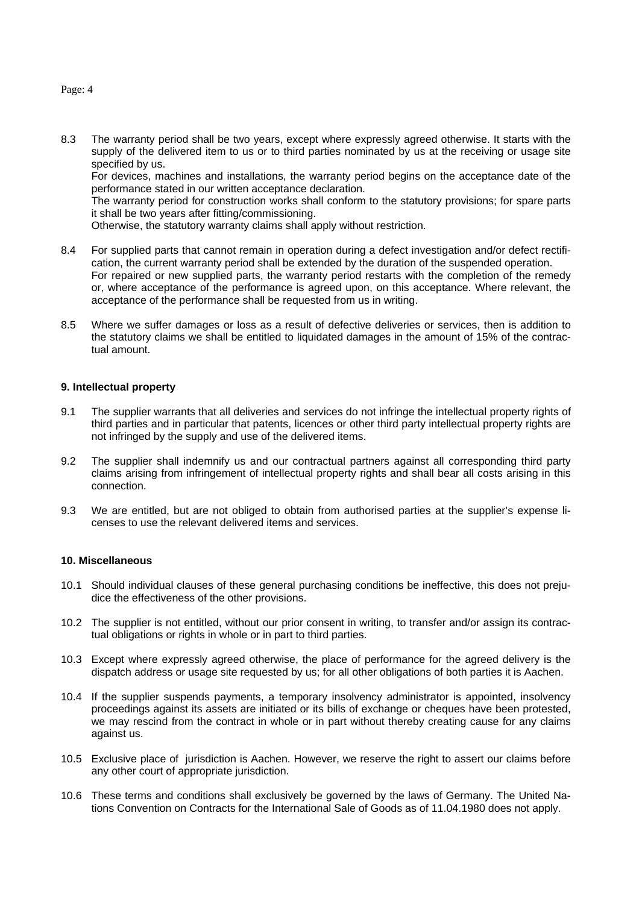8.3 The warranty period shall be two years, except where expressly agreed otherwise. It starts with the supply of the delivered item to us or to third parties nominated by us at the receiving or usage site specified by us.
For devices, machines and installations, the warranty period begins on the acceptance date of the performance stated in our written acceptance declaration.
The warranty period for construction works shall conform to the statutory provisions; for spare parts it shall be two years after fitting/commissioning.
Otherwise, the statutory warranty claims shall apply without restriction.

8.4 For supplied parts that cannot remain in operation during a defect investigation and/or defect rectification, the current warranty period shall be extended by the duration of the suspended operation.
For repaired or new supplied parts, the warranty period restarts with the completion of the remedy or, where acceptance of the performance is agreed upon, on this acceptance. Where relevant, the acceptance of the performance shall be requested from us in writing.

8.5 Where we suffer damages or loss as a result of defective deliveries or services, then is addition to the statutory claims we shall be entitled to liquidated damages in the amount of 15% of the contractual amount.

**9. Intellectual property**

9.1 The supplier warrants that all deliveries and services do not infringe the intellectual property rights of third parties and in particular that patents, licences or other third party intellectual property rights are not infringed by the supply and use of the delivered items.

9.2 The supplier shall indemnify us and our contractual partners against all corresponding third party claims arising from infringement of intellectual property rights and shall bear all costs arising in this connection.

9.3 We are entitled, but are not obliged to obtain from authorised parties at the supplier's expense licenses to use the relevant delivered items and services.

**10. Miscellaneous**

10.1 Should individual clauses of these general purchasing conditions be ineffective, this does not prejudice the effectiveness of the other provisions.

10.2 The supplier is not entitled, without our prior consent in writing, to transfer and/or assign its contractual obligations or rights in whole or in part to third parties.

10.3 Except where expressly agreed otherwise, the place of performance for the agreed delivery is the dispatch address or usage site requested by us; for all other obligations of both parties it is Aachen.

10.4 If the supplier suspends payments, a temporary insolvency administrator is appointed, insolvency proceedings against its assets are initiated or its bills of exchange or cheques have been protested, we may rescind from the contract in whole or in part without thereby creating cause for any claims against us.

10.5 Exclusive place of jurisdiction is Aachen. However, we reserve the right to assert our claims before any other court of appropriate jurisdiction.

10.6 These terms and conditions shall exclusively be governed by the laws of Germany. The United Nations Convention on Contracts for the International Sale of Goods as of 11.04.1980 does not apply.